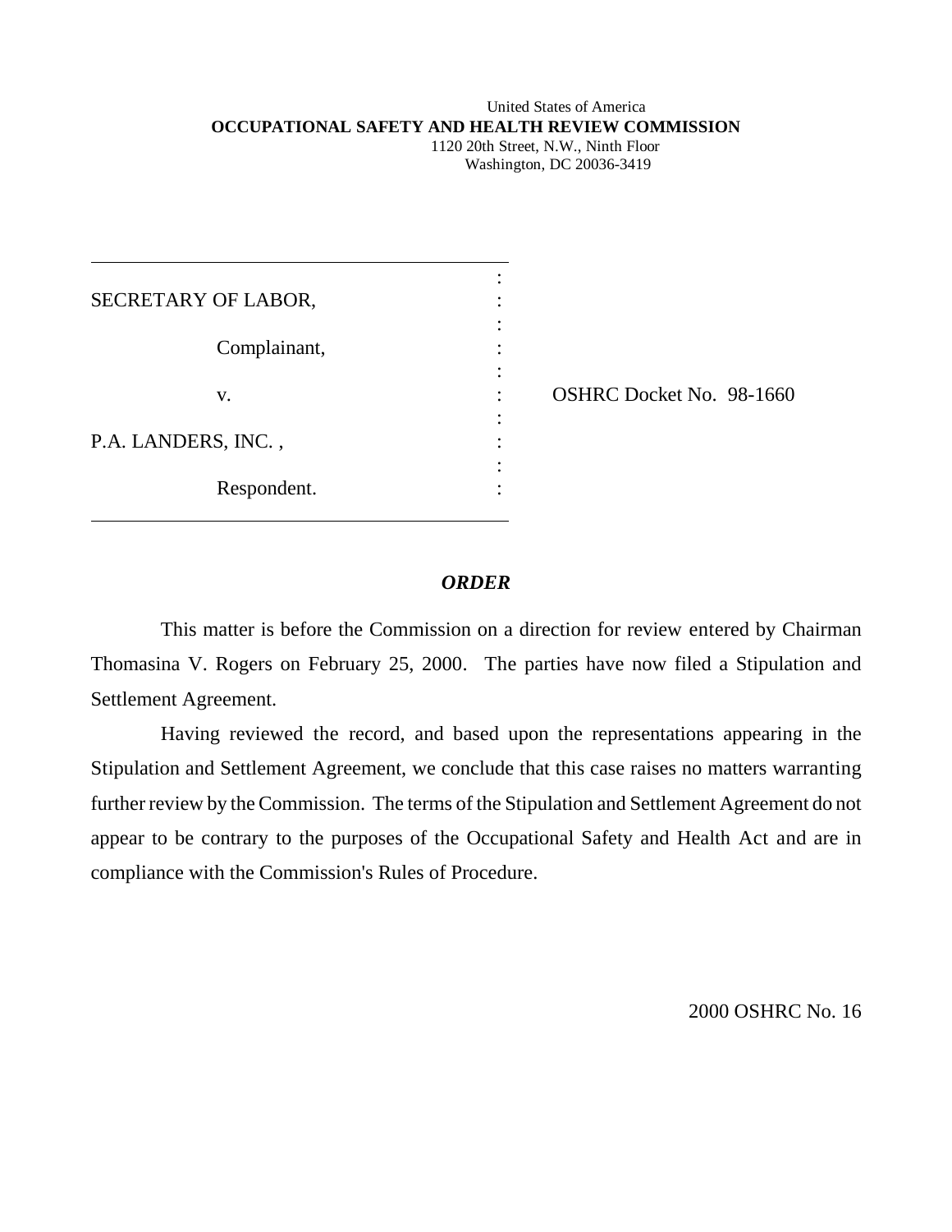United States of America
**OCCUPATIONAL SAFETY AND HEALTH REVIEW COMMISSION**
1120 20th Street, N.W., Ninth Floor
Washington, DC 20036-3419

| | | |
|---|---|---|
| SECRETARY OF LABOR, | : | |
| Complainant, | : | |
| v. | : | OSHRC Docket No. 98-1660 |
| P.A. LANDERS, INC. , | : | |
| Respondent. | : | |

***ORDER***

This matter is before the Commission on a direction for review entered by Chairman Thomasina V. Rogers on February 25, 2000. The parties have now filed a Stipulation and Settlement Agreement.

Having reviewed the record, and based upon the representations appearing in the Stipulation and Settlement Agreement, we conclude that this case raises no matters warranting further review by the Commission. The terms of the Stipulation and Settlement Agreement do not appear to be contrary to the purposes of the Occupational Safety and Health Act and are in compliance with the Commission's Rules of Procedure.

2000 OSHRC No. 16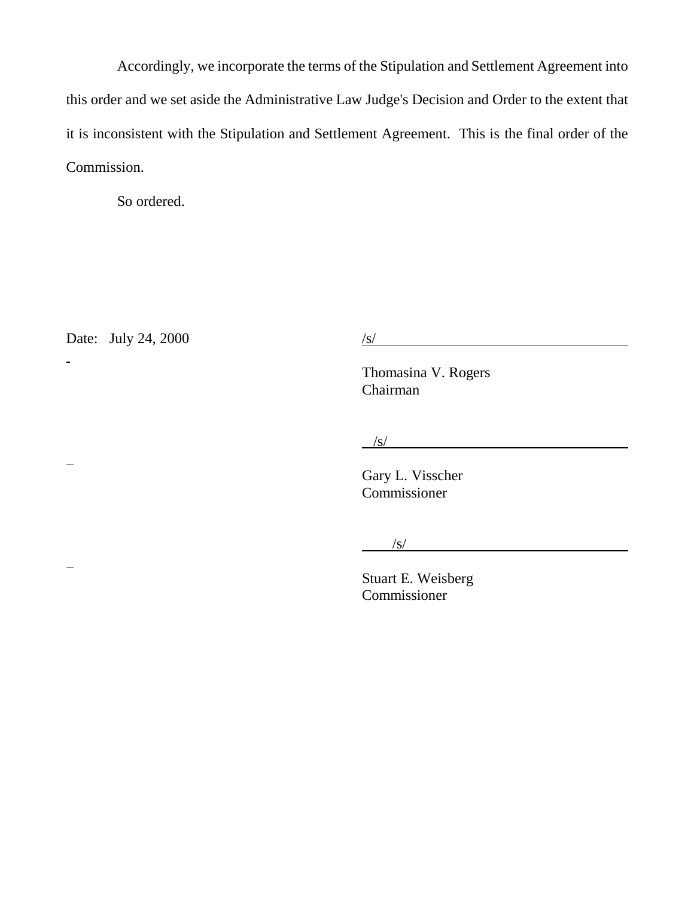Accordingly, we incorporate the terms of the Stipulation and Settlement Agreement into this order and we set aside the Administrative Law Judge's Decision and Order to the extent that it is inconsistent with the Stipulation and Settlement Agreement. This is the final order of the Commission.

So ordered.

Date: July 24, 2000

/s/

Thomasina V. Rogers
Chairman

/s/

Gary L. Visscher
Commissioner

/s/

Stuart E. Weisberg
Commissioner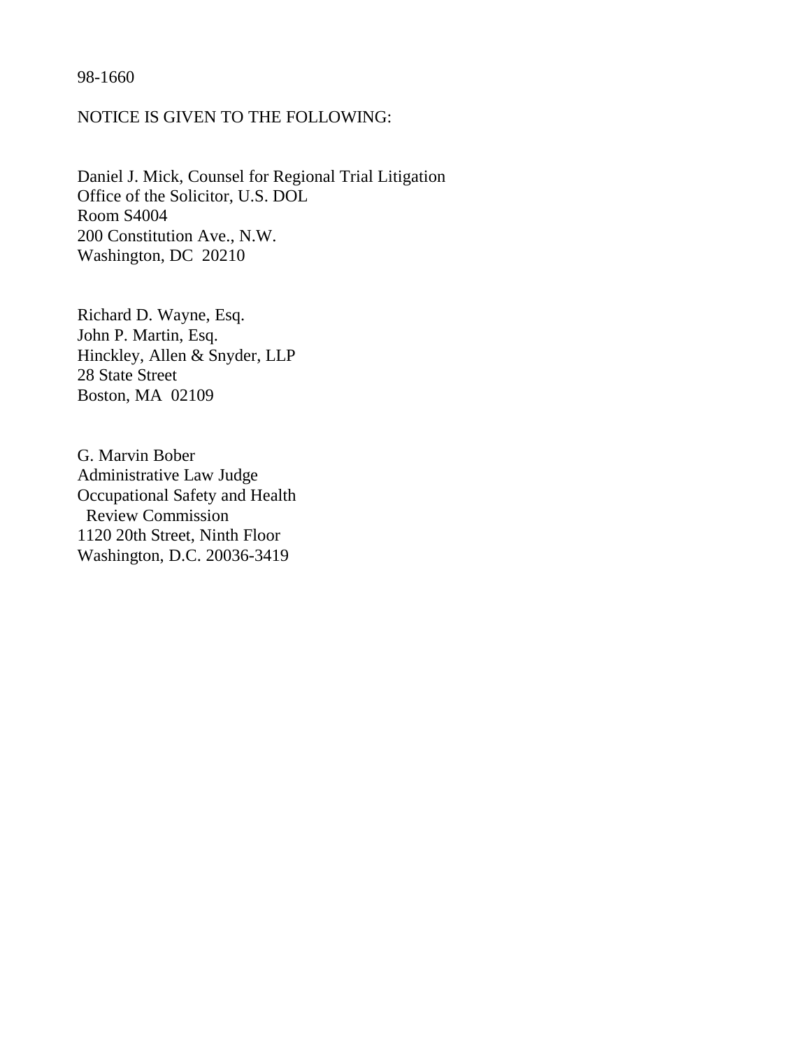98-1660

NOTICE IS GIVEN TO THE FOLLOWING:

Daniel J. Mick, Counsel for Regional Trial Litigation
Office of the Solicitor, U.S. DOL
Room S4004
200 Constitution Ave., N.W.
Washington, DC 20210

Richard D. Wayne, Esq.
John P. Martin, Esq.
Hinckley, Allen & Snyder, LLP
28 State Street
Boston, MA 02109

G. Marvin Bober
Administrative Law Judge
Occupational Safety and Health
Review Commission
1120 20th Street, Ninth Floor
Washington, D.C. 20036-3419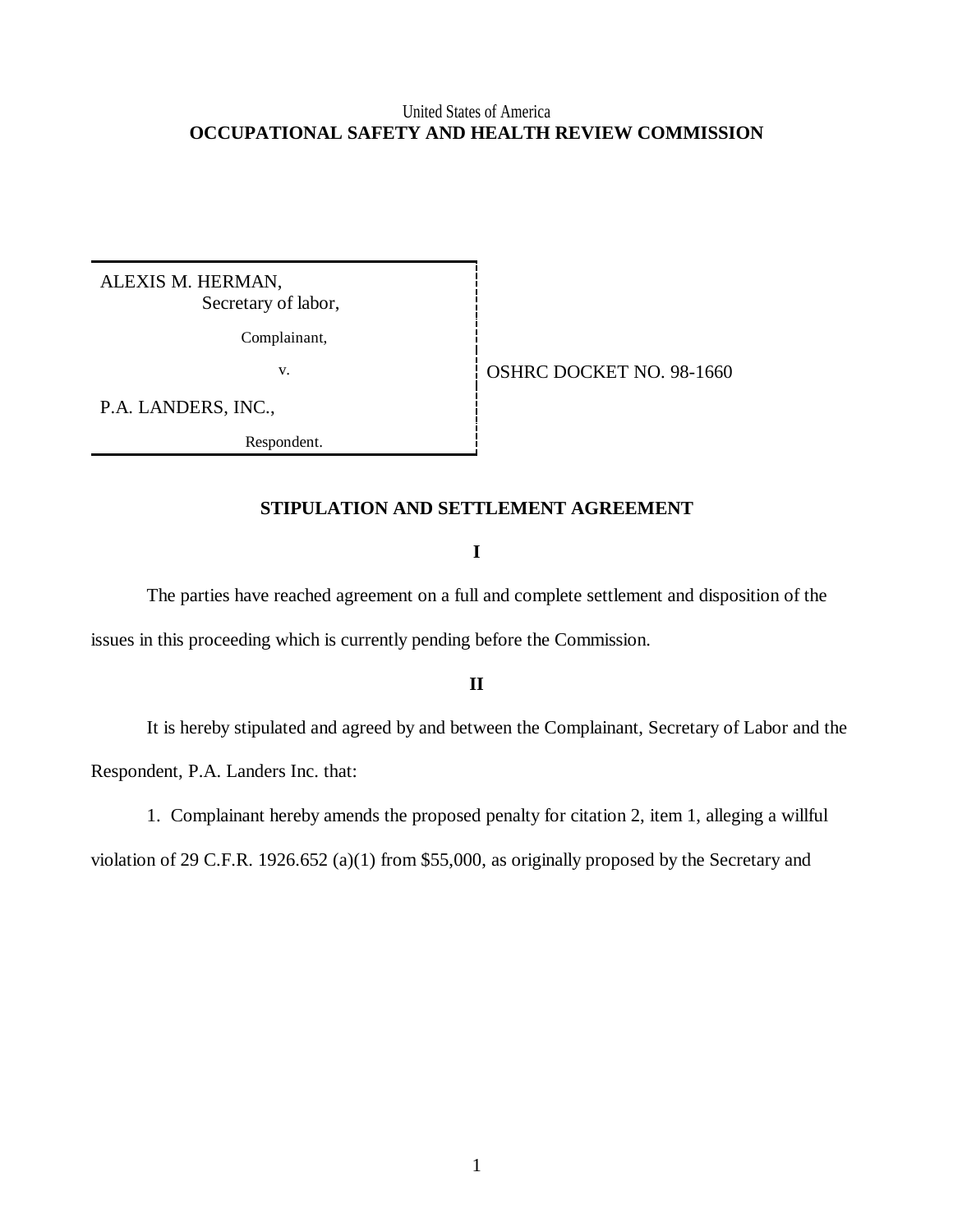United States of America
**OCCUPATIONAL SAFETY AND HEALTH REVIEW COMMISSION**

| | |
|---|---|
| ALEXIS M. HERMAN,<br>Secretary of labor,<br><br>Complainant,<br><br>v.<br><br>P.A. LANDERS, INC.,<br><br>Respondent. | OSHRC DOCKET NO. 98-1660 |

## STIPULATION AND SETTLEMENT AGREEMENT

### I

The parties have reached agreement on a full and complete settlement and disposition of the issues in this proceeding which is currently pending before the Commission.

### II

It is hereby stipulated and agreed by and between the Complainant, Secretary of Labor and the Respondent, P.A. Landers Inc. that:

1. Complainant hereby amends the proposed penalty for citation 2, item 1, alleging a willful violation of 29 C.F.R. 1926.652 (a)(1) from $55,000, as originally proposed by the Secretary and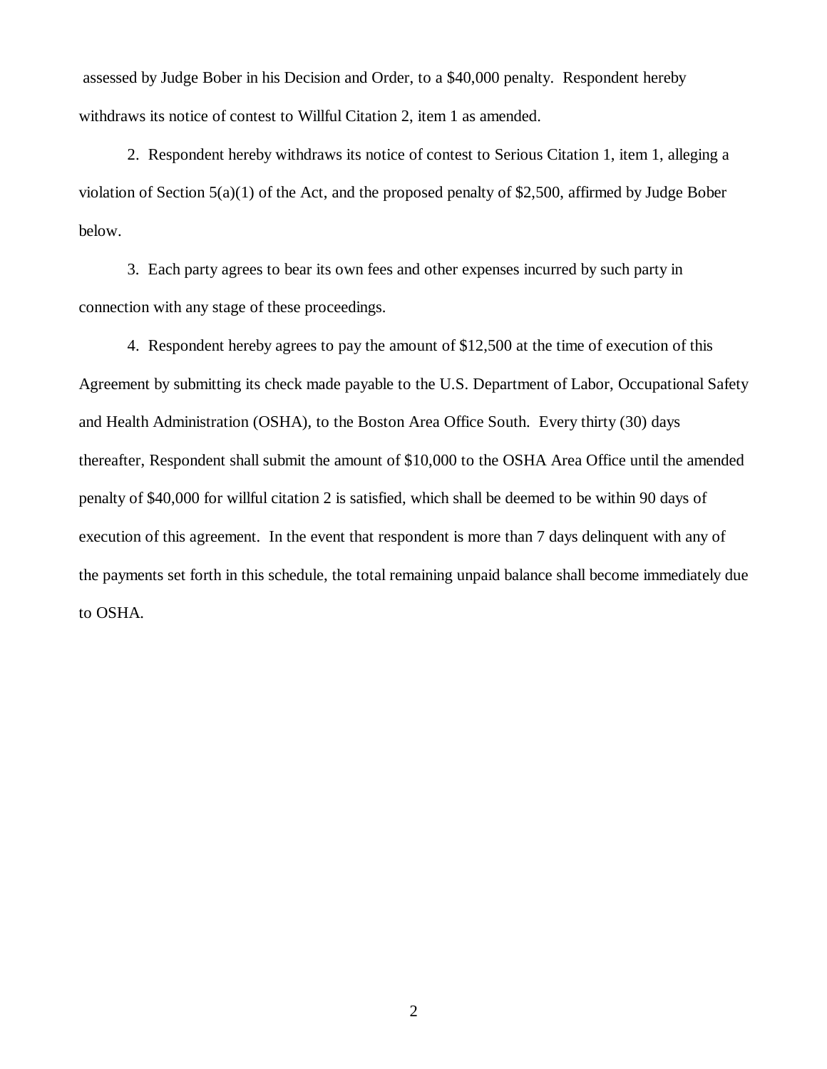assessed by Judge Bober in his Decision and Order, to a $40,000 penalty. Respondent hereby withdraws its notice of contest to Willful Citation 2, item 1 as amended.

2. Respondent hereby withdraws its notice of contest to Serious Citation 1, item 1, alleging a violation of Section 5(a)(1) of the Act, and the proposed penalty of $2,500, affirmed by Judge Bober below.

3. Each party agrees to bear its own fees and other expenses incurred by such party in connection with any stage of these proceedings.

4. Respondent hereby agrees to pay the amount of $12,500 at the time of execution of this Agreement by submitting its check made payable to the U.S. Department of Labor, Occupational Safety and Health Administration (OSHA), to the Boston Area Office South. Every thirty (30) days thereafter, Respondent shall submit the amount of $10,000 to the OSHA Area Office until the amended penalty of $40,000 for willful citation 2 is satisfied, which shall be deemed to be within 90 days of execution of this agreement. In the event that respondent is more than 7 days delinquent with any of the payments set forth in this schedule, the total remaining unpaid balance shall become immediately due to OSHA.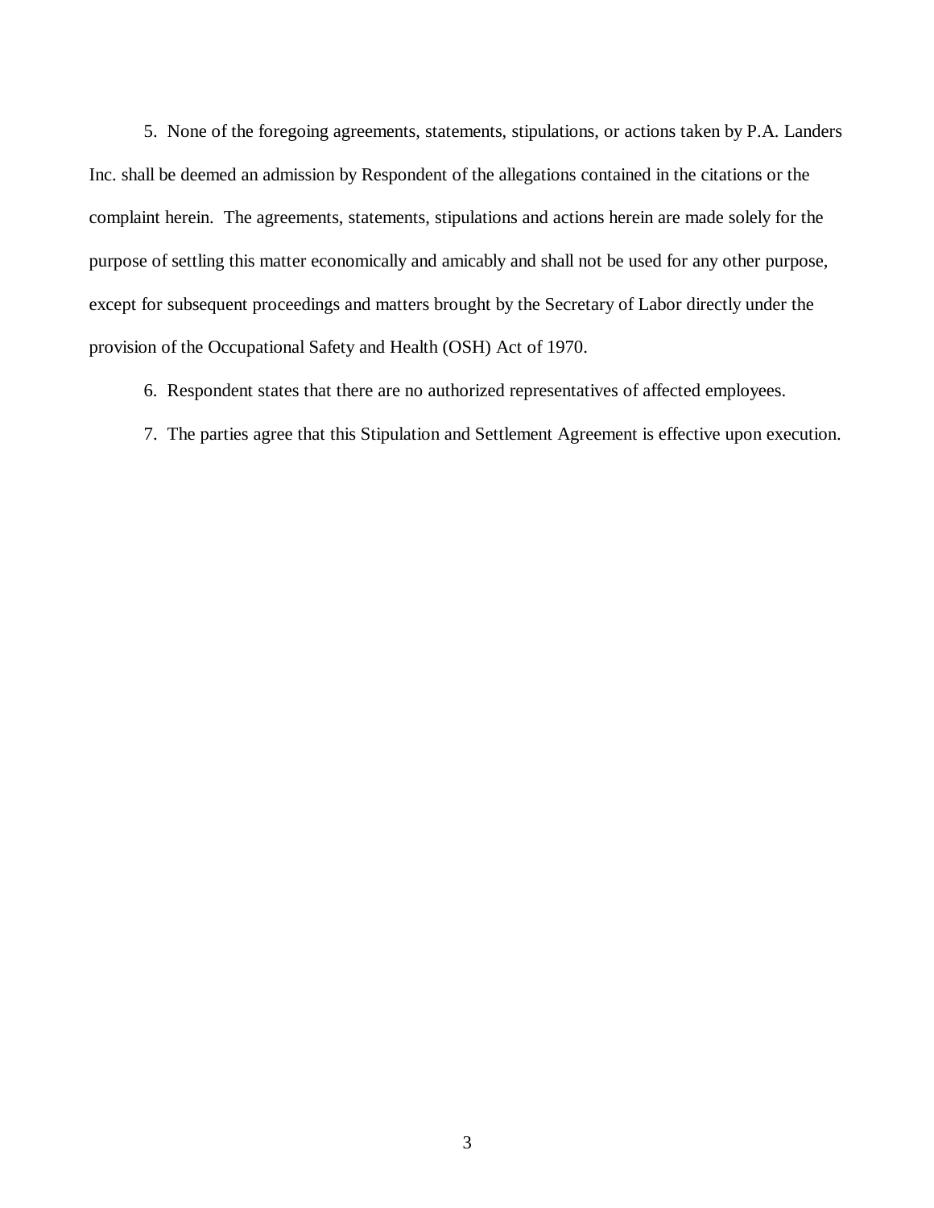5. None of the foregoing agreements, statements, stipulations, or actions taken by P.A. Landers Inc. shall be deemed an admission by Respondent of the allegations contained in the citations or the complaint herein. The agreements, statements, stipulations and actions herein are made solely for the purpose of settling this matter economically and amicably and shall not be used for any other purpose, except for subsequent proceedings and matters brought by the Secretary of Labor directly under the provision of the Occupational Safety and Health (OSH) Act of 1970.

6. Respondent states that there are no authorized representatives of affected employees.

7. The parties agree that this Stipulation and Settlement Agreement is effective upon execution.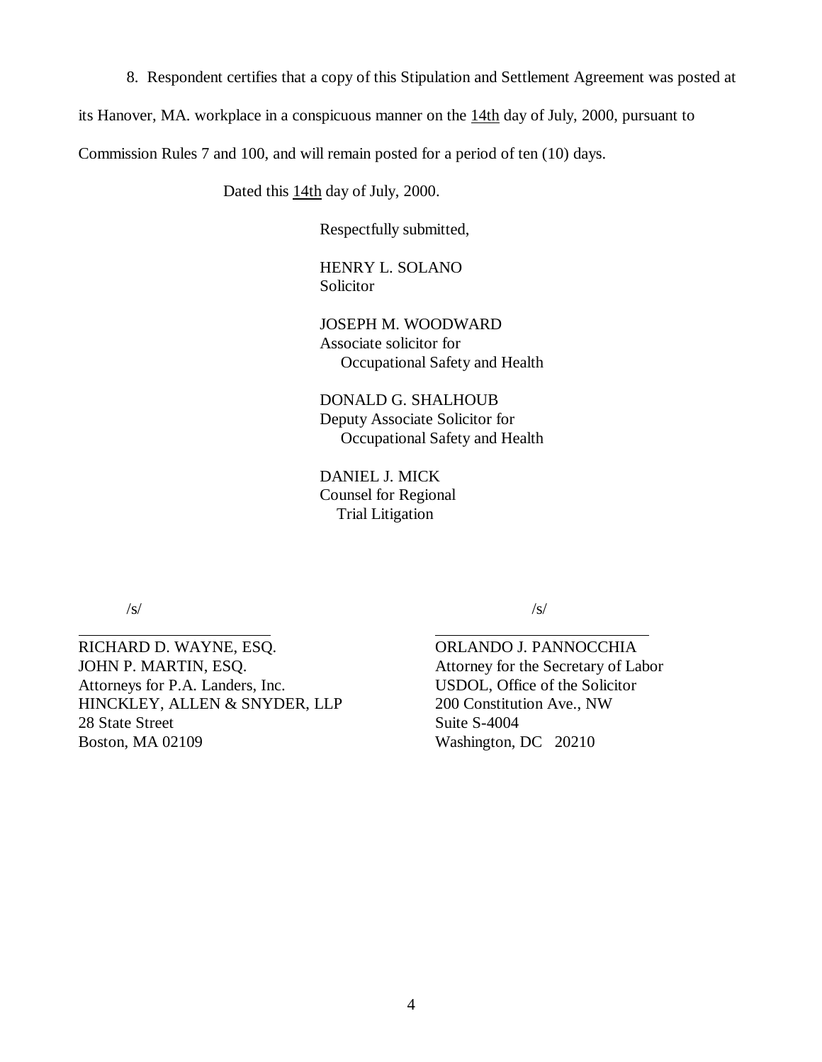8. Respondent certifies that a copy of this Stipulation and Settlement Agreement was posted at its Hanover, MA. workplace in a conspicuous manner on the 14th day of July, 2000, pursuant to Commission Rules 7 and 100, and will remain posted for a period of ten (10) days.

Dated this 14th day of July, 2000.

Respectfully submitted,

HENRY L. SOLANO
Solicitor

JOSEPH M. WOODWARD
Associate solicitor for
Occupational Safety and Health

DONALD G. SHALHOUB
Deputy Associate Solicitor for
Occupational Safety and Health

DANIEL J. MICK
Counsel for Regional
Trial Litigation

/s/

RICHARD D. WAYNE, ESQ.
JOHN P. MARTIN, ESQ.
Attorneys for P.A. Landers, Inc.
HINCKLEY, ALLEN & SNYDER, LLP
28 State Street
Boston, MA 02109

/s/

ORLANDO J. PANNOCCHIA
Attorney for the Secretary of Labor
USDOL, Office of the Solicitor
200 Constitution Ave., NW
Suite S-4004
Washington, DC 20210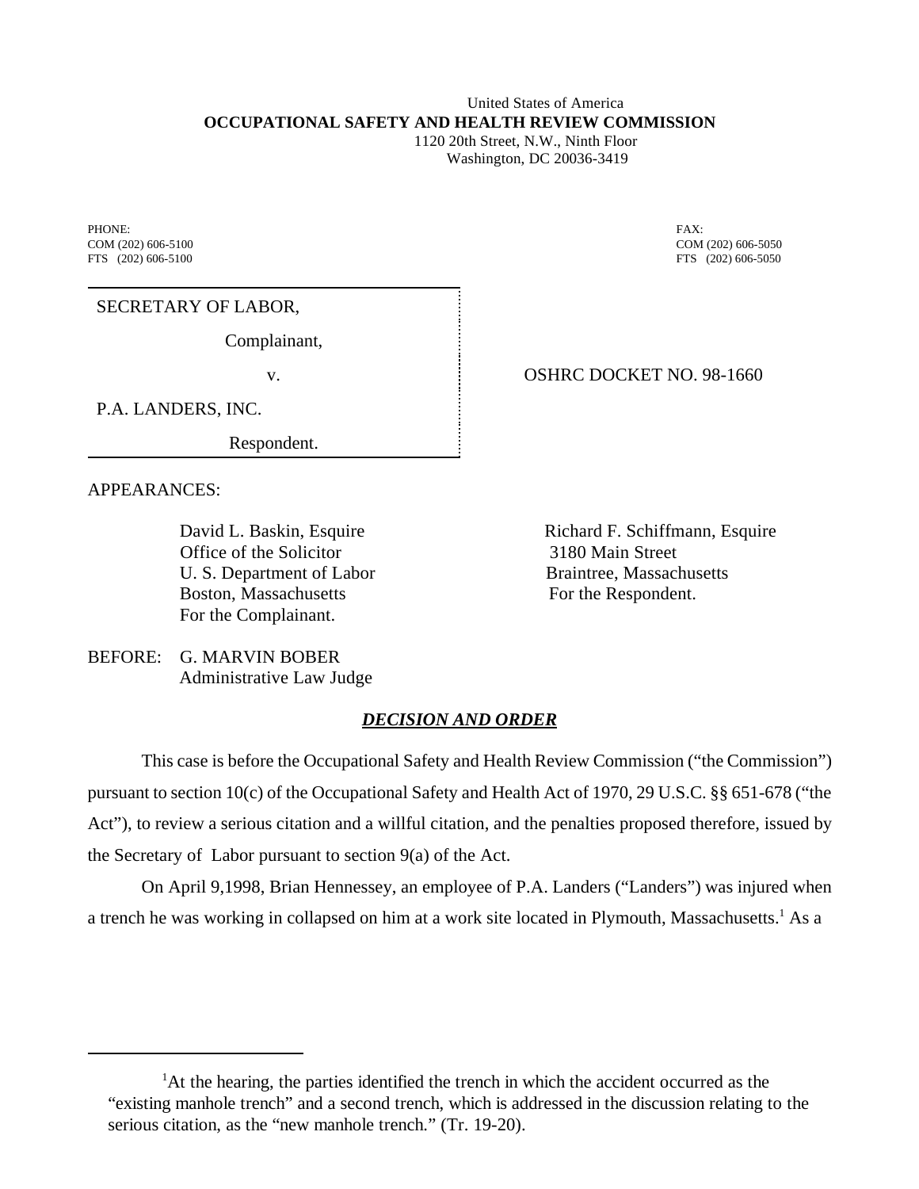United States of America
**OCCUPATIONAL SAFETY AND HEALTH REVIEW COMMISSION**
1120 20th Street, N.W., Ninth Floor
Washington, DC 20036-3419

PHONE:
COM (202) 606-5100
FTS (202) 606-5100

FAX:
COM (202) 606-5050
FTS (202) 606-5050

SECRETARY OF LABOR,

Complainant,

v.

P.A. LANDERS, INC.

Respondent.

OSHRC DOCKET NO. 98-1660

APPEARANCES:

David L. Baskin, Esquire
Office of the Solicitor
U. S. Department of Labor
Boston, Massachusetts
For the Complainant.

Richard F. Schiffmann, Esquire
3180 Main Street
Braintree, Massachusetts
For the Respondent.

BEFORE: G. MARVIN BOBER
Administrative Law Judge

## ***DECISION AND ORDER***

This case is before the Occupational Safety and Health Review Commission ("the Commission") pursuant to section 10(c) of the Occupational Safety and Health Act of 1970, 29 U.S.C. §§ 651-678 ("the Act"), to review a serious citation and a willful citation, and the penalties proposed therefore, issued by the Secretary of Labor pursuant to section 9(a) of the Act.

On April 9,1998, Brian Hennessey, an employee of P.A. Landers ("Landers") was injured when a trench he was working in collapsed on him at a work site located in Plymouth, Massachusetts.[1] As a

---

[1]At the hearing, the parties identified the trench in which the accident occurred as the "existing manhole trench" and a second trench, which is addressed in the discussion relating to the serious citation, as the "new manhole trench." (Tr. 19-20).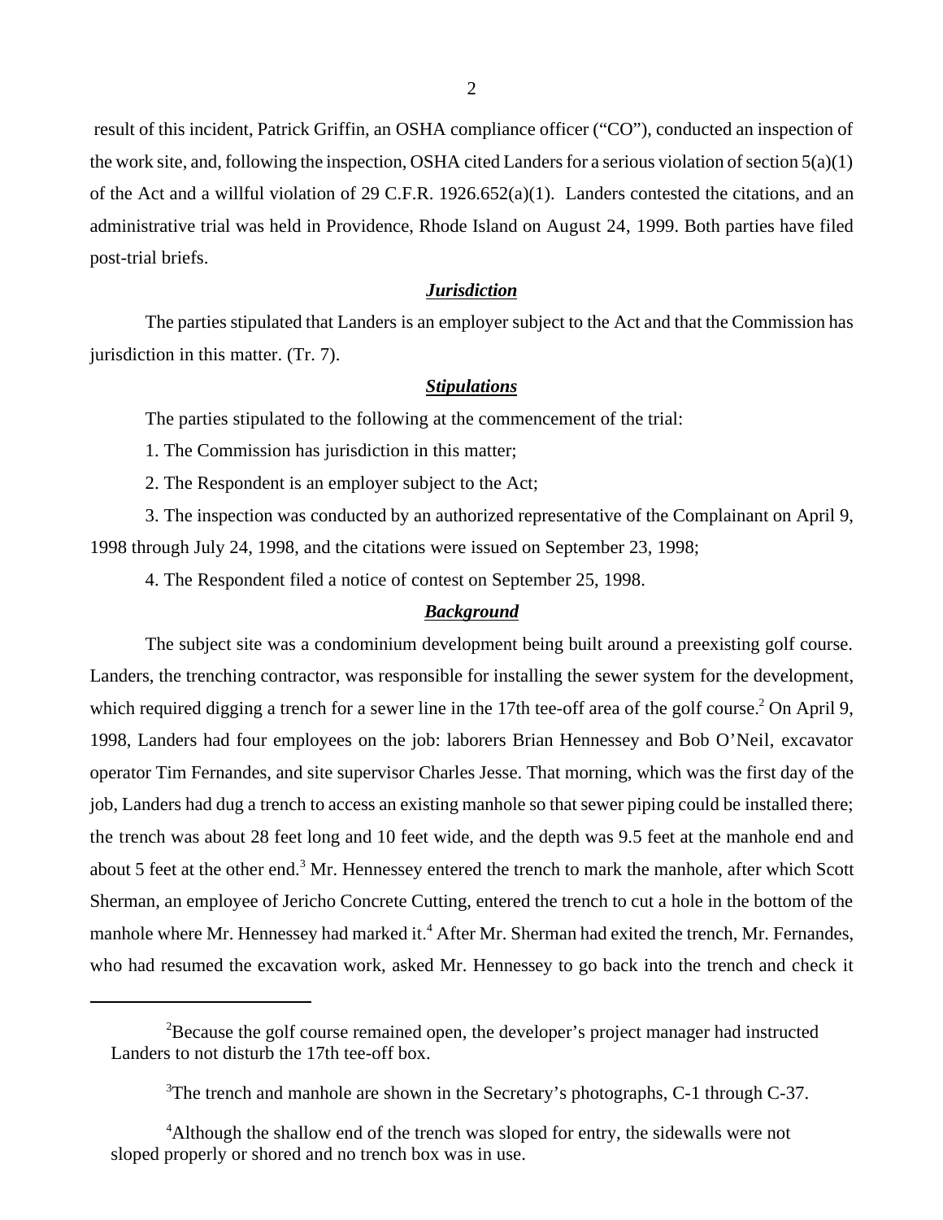result of this incident, Patrick Griffin, an OSHA compliance officer ("CO"), conducted an inspection of the work site, and, following the inspection, OSHA cited Landers for a serious violation of section 5(a)(1) of the Act and a willful violation of 29 C.F.R. 1926.652(a)(1). Landers contested the citations, and an administrative trial was held in Providence, Rhode Island on August 24, 1999. Both parties have filed post-trial briefs.

## ***Jurisdiction***

The parties stipulated that Landers is an employer subject to the Act and that the Commission has jurisdiction in this matter. (Tr. 7).

## ***Stipulations***

The parties stipulated to the following at the commencement of the trial:

1. The Commission has jurisdiction in this matter;

2. The Respondent is an employer subject to the Act;

3. The inspection was conducted by an authorized representative of the Complainant on April 9, 1998 through July 24, 1998, and the citations were issued on September 23, 1998;

4. The Respondent filed a notice of contest on September 25, 1998.

## ***Background***

The subject site was a condominium development being built around a preexisting golf course. Landers, the trenching contractor, was responsible for installing the sewer system for the development, which required digging a trench for a sewer line in the 17th tee-off area of the golf course.[2] On April 9, 1998, Landers had four employees on the job: laborers Brian Hennessey and Bob O'Neil, excavator operator Tim Fernandes, and site supervisor Charles Jesse. That morning, which was the first day of the job, Landers had dug a trench to access an existing manhole so that sewer piping could be installed there; the trench was about 28 feet long and 10 feet wide, and the depth was 9.5 feet at the manhole end and about 5 feet at the other end.[3] Mr. Hennessey entered the trench to mark the manhole, after which Scott Sherman, an employee of Jericho Concrete Cutting, entered the trench to cut a hole in the bottom of the manhole where Mr. Hennessey had marked it.[4] After Mr. Sherman had exited the trench, Mr. Fernandes, who had resumed the excavation work, asked Mr. Hennessey to go back into the trench and check it

---

[2]Because the golf course remained open, the developer's project manager had instructed Landers to not disturb the 17th tee-off box.

[3]The trench and manhole are shown in the Secretary's photographs, C-1 through C-37.

[4]Although the shallow end of the trench was sloped for entry, the sidewalls were not sloped properly or shored and no trench box was in use.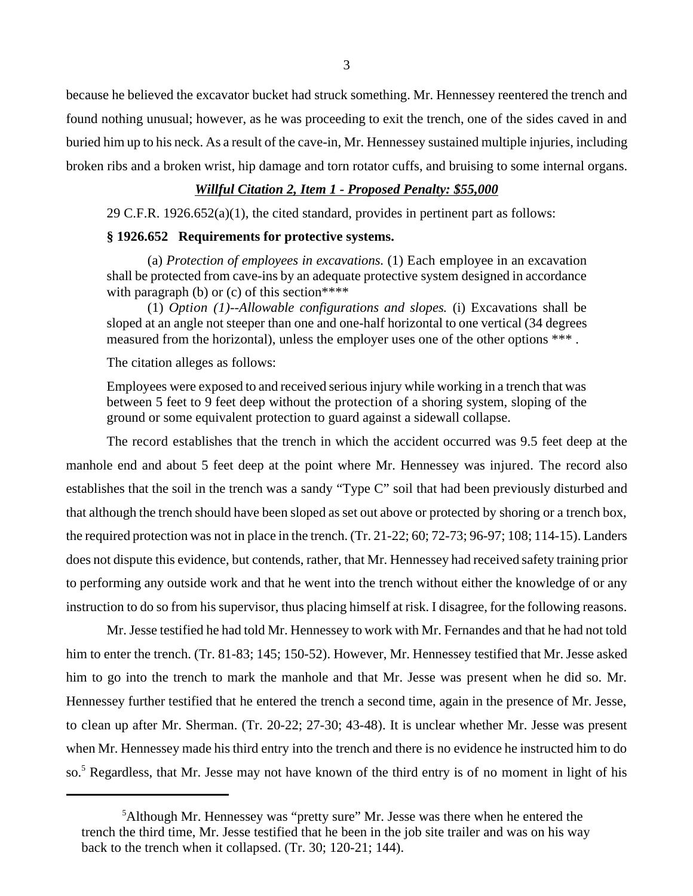because he believed the excavator bucket had struck something. Mr. Hennessey reentered the trench and found nothing unusual; however, as he was proceeding to exit the trench, one of the sides caved in and buried him up to his neck. As a result of the cave-in, Mr. Hennessey sustained multiple injuries, including broken ribs and a broken wrist, hip damage and torn rotator cuffs, and bruising to some internal organs.

***Willful Citation 2, Item 1 - Proposed Penalty: $55,000***

29 C.F.R. 1926.652(a)(1), the cited standard, provides in pertinent part as follows:

**§ 1926.652 Requirements for protective systems.**

> (a) *Protection of employees in excavations.* (1) Each employee in an excavation shall be protected from cave-ins by an adequate protective system designed in accordance with paragraph (b) or (c) of this section****
>
> (1) *Option (1)--Allowable configurations and slopes.* (i) Excavations shall be sloped at an angle not steeper than one and one-half horizontal to one vertical (34 degrees measured from the horizontal), unless the employer uses one of the other options *** .

The citation alleges as follows:

> Employees were exposed to and received serious injury while working in a trench that was between 5 feet to 9 feet deep without the protection of a shoring system, sloping of the ground or some equivalent protection to guard against a sidewall collapse.

The record establishes that the trench in which the accident occurred was 9.5 feet deep at the manhole end and about 5 feet deep at the point where Mr. Hennessey was injured. The record also establishes that the soil in the trench was a sandy "Type C" soil that had been previously disturbed and that although the trench should have been sloped as set out above or protected by shoring or a trench box, the required protection was not in place in the trench. (Tr. 21-22; 60; 72-73; 96-97; 108; 114-15). Landers does not dispute this evidence, but contends, rather, that Mr. Hennessey had received safety training prior to performing any outside work and that he went into the trench without either the knowledge of or any instruction to do so from his supervisor, thus placing himself at risk. I disagree, for the following reasons.

Mr. Jesse testified he had told Mr. Hennessey to work with Mr. Fernandes and that he had not told him to enter the trench. (Tr. 81-83; 145; 150-52). However, Mr. Hennessey testified that Mr. Jesse asked him to go into the trench to mark the manhole and that Mr. Jesse was present when he did so. Mr. Hennessey further testified that he entered the trench a second time, again in the presence of Mr. Jesse, to clean up after Mr. Sherman. (Tr. 20-22; 27-30; 43-48). It is unclear whether Mr. Jesse was present when Mr. Hennessey made his third entry into the trench and there is no evidence he instructed him to do so.[5] Regardless, that Mr. Jesse may not have known of the third entry is of no moment in light of his

---

[5]Although Mr. Hennessey was "pretty sure" Mr. Jesse was there when he entered the trench the third time, Mr. Jesse testified that he been in the job site trailer and was on his way back to the trench when it collapsed. (Tr. 30; 120-21; 144).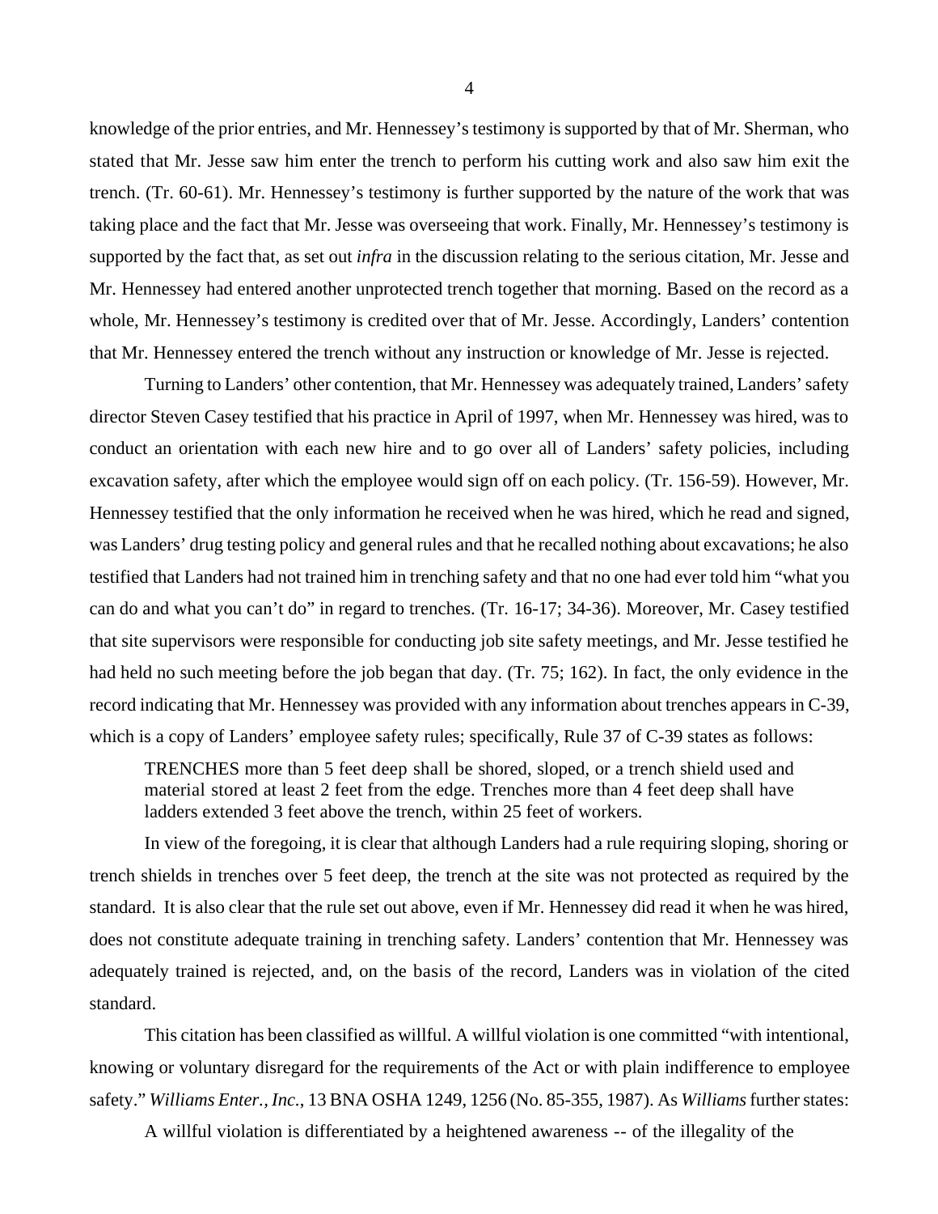knowledge of the prior entries, and Mr. Hennessey's testimony is supported by that of Mr. Sherman, who stated that Mr. Jesse saw him enter the trench to perform his cutting work and also saw him exit the trench. (Tr. 60-61). Mr. Hennessey's testimony is further supported by the nature of the work that was taking place and the fact that Mr. Jesse was overseeing that work. Finally, Mr. Hennessey's testimony is supported by the fact that, as set out *infra* in the discussion relating to the serious citation, Mr. Jesse and Mr. Hennessey had entered another unprotected trench together that morning. Based on the record as a whole, Mr. Hennessey's testimony is credited over that of Mr. Jesse. Accordingly, Landers' contention that Mr. Hennessey entered the trench without any instruction or knowledge of Mr. Jesse is rejected.

Turning to Landers' other contention, that Mr. Hennessey was adequately trained, Landers' safety director Steven Casey testified that his practice in April of 1997, when Mr. Hennessey was hired, was to conduct an orientation with each new hire and to go over all of Landers' safety policies, including excavation safety, after which the employee would sign off on each policy. (Tr. 156-59). However, Mr. Hennessey testified that the only information he received when he was hired, which he read and signed, was Landers' drug testing policy and general rules and that he recalled nothing about excavations; he also testified that Landers had not trained him in trenching safety and that no one had ever told him "what you can do and what you can't do" in regard to trenches. (Tr. 16-17; 34-36). Moreover, Mr. Casey testified that site supervisors were responsible for conducting job site safety meetings, and Mr. Jesse testified he had held no such meeting before the job began that day. (Tr. 75; 162). In fact, the only evidence in the record indicating that Mr. Hennessey was provided with any information about trenches appears in C-39, which is a copy of Landers' employee safety rules; specifically, Rule 37 of C-39 states as follows:

> TRENCHES more than 5 feet deep shall be shored, sloped, or a trench shield used and material stored at least 2 feet from the edge. Trenches more than 4 feet deep shall have ladders extended 3 feet above the trench, within 25 feet of workers.

In view of the foregoing, it is clear that although Landers had a rule requiring sloping, shoring or trench shields in trenches over 5 feet deep, the trench at the site was not protected as required by the standard. It is also clear that the rule set out above, even if Mr. Hennessey did read it when he was hired, does not constitute adequate training in trenching safety. Landers' contention that Mr. Hennessey was adequately trained is rejected, and, on the basis of the record, Landers was in violation of the cited standard.

This citation has been classified as willful. A willful violation is one committed "with intentional, knowing or voluntary disregard for the requirements of the Act or with plain indifference to employee safety." *Williams Enter., Inc.*, 13 BNA OSHA 1249, 1256 (No. 85-355, 1987). As *Williams* further states:

> A willful violation is differentiated by a heightened awareness -- of the illegality of the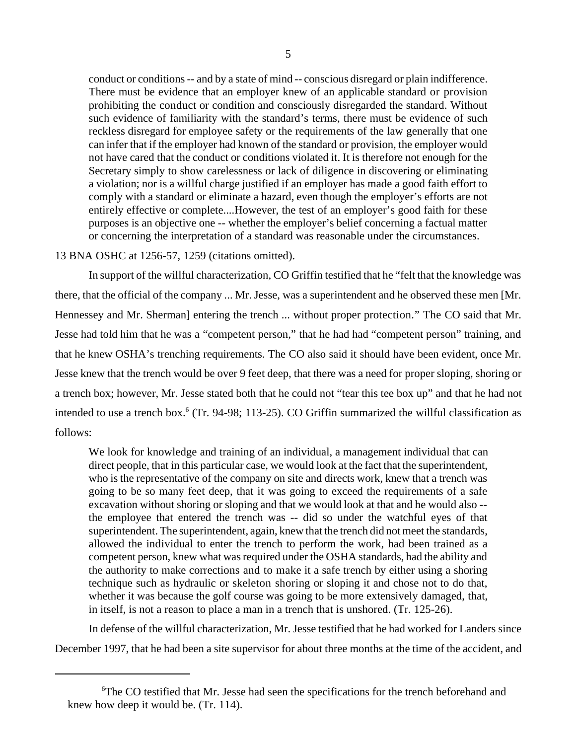> conduct or conditions -- and by a state of mind -- conscious disregard or plain indifference. There must be evidence that an employer knew of an applicable standard or provision prohibiting the conduct or condition and consciously disregarded the standard. Without such evidence of familiarity with the standard's terms, there must be evidence of such reckless disregard for employee safety or the requirements of the law generally that one can infer that if the employer had known of the standard or provision, the employer would not have cared that the conduct or conditions violated it. It is therefore not enough for the Secretary simply to show carelessness or lack of diligence in discovering or eliminating a violation; nor is a willful charge justified if an employer has made a good faith effort to comply with a standard or eliminate a hazard, even though the employer's efforts are not entirely effective or complete....However, the test of an employer's good faith for these purposes is an objective one -- whether the employer's belief concerning a factual matter or concerning the interpretation of a standard was reasonable under the circumstances.

13 BNA OSHC at 1256-57, 1259 (citations omitted).

In support of the willful characterization, CO Griffin testified that he "felt that the knowledge was there, that the official of the company ... Mr. Jesse, was a superintendent and he observed these men [Mr. Hennessey and Mr. Sherman] entering the trench ... without proper protection." The CO said that Mr. Jesse had told him that he was a "competent person," that he had had "competent person" training, and that he knew OSHA's trenching requirements. The CO also said it should have been evident, once Mr. Jesse knew that the trench would be over 9 feet deep, that there was a need for proper sloping, shoring or a trench box; however, Mr. Jesse stated both that he could not "tear this tee box up" and that he had not intended to use a trench box.[6] (Tr. 94-98; 113-25). CO Griffin summarized the willful classification as follows:

> We look for knowledge and training of an individual, a management individual that can direct people, that in this particular case, we would look at the fact that the superintendent, who is the representative of the company on site and directs work, knew that a trench was going to be so many feet deep, that it was going to exceed the requirements of a safe excavation without shoring or sloping and that we would look at that and he would also -- the employee that entered the trench was -- did so under the watchful eyes of that superintendent. The superintendent, again, knew that the trench did not meet the standards, allowed the individual to enter the trench to perform the work, had been trained as a competent person, knew what was required under the OSHA standards, had the ability and the authority to make corrections and to make it a safe trench by either using a shoring technique such as hydraulic or skeleton shoring or sloping it and chose not to do that, whether it was because the golf course was going to be more extensively damaged, that, in itself, is not a reason to place a man in a trench that is unshored. (Tr. 125-26).

In defense of the willful characterization, Mr. Jesse testified that he had worked for Landers since December 1997, that he had been a site supervisor for about three months at the time of the accident, and

[6] The CO testified that Mr. Jesse had seen the specifications for the trench beforehand and knew how deep it would be. (Tr. 114).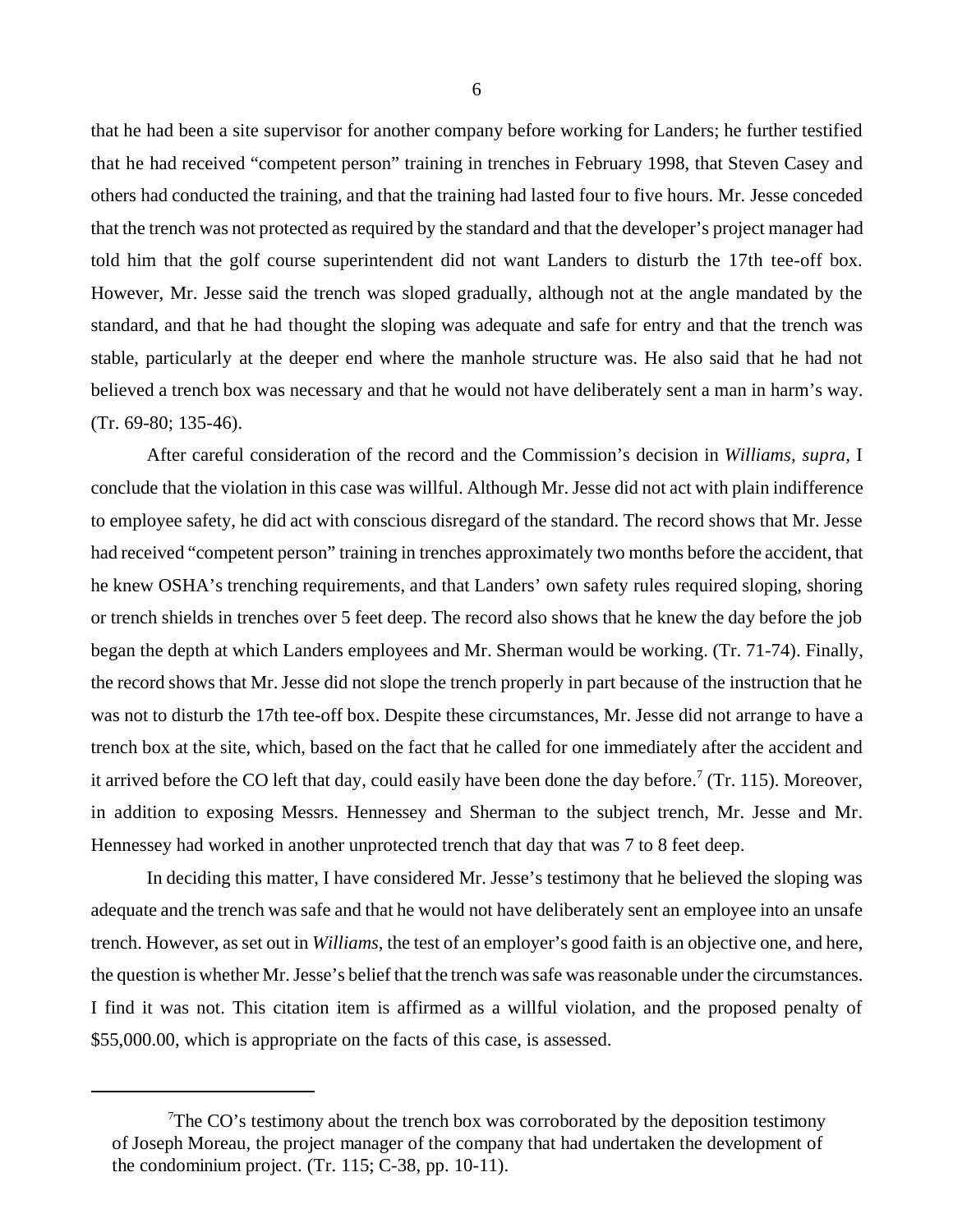that he had been a site supervisor for another company before working for Landers; he further testified that he had received "competent person" training in trenches in February 1998, that Steven Casey and others had conducted the training, and that the training had lasted four to five hours. Mr. Jesse conceded that the trench was not protected as required by the standard and that the developer's project manager had told him that the golf course superintendent did not want Landers to disturb the 17th tee-off box. However, Mr. Jesse said the trench was sloped gradually, although not at the angle mandated by the standard, and that he had thought the sloping was adequate and safe for entry and that the trench was stable, particularly at the deeper end where the manhole structure was. He also said that he had not believed a trench box was necessary and that he would not have deliberately sent a man in harm's way. (Tr. 69-80; 135-46).

After careful consideration of the record and the Commission's decision in *Williams, supra*, I conclude that the violation in this case was willful. Although Mr. Jesse did not act with plain indifference to employee safety, he did act with conscious disregard of the standard. The record shows that Mr. Jesse had received "competent person" training in trenches approximately two months before the accident, that he knew OSHA's trenching requirements, and that Landers' own safety rules required sloping, shoring or trench shields in trenches over 5 feet deep. The record also shows that he knew the day before the job began the depth at which Landers employees and Mr. Sherman would be working. (Tr. 71-74). Finally, the record shows that Mr. Jesse did not slope the trench properly in part because of the instruction that he was not to disturb the 17th tee-off box. Despite these circumstances, Mr. Jesse did not arrange to have a trench box at the site, which, based on the fact that he called for one immediately after the accident and it arrived before the CO left that day, could easily have been done the day before.[7] (Tr. 115). Moreover, in addition to exposing Messrs. Hennessey and Sherman to the subject trench, Mr. Jesse and Mr. Hennessey had worked in another unprotected trench that day that was 7 to 8 feet deep.

In deciding this matter, I have considered Mr. Jesse's testimony that he believed the sloping was adequate and the trench was safe and that he would not have deliberately sent an employee into an unsafe trench. However, as set out in *Williams*, the test of an employer's good faith is an objective one, and here, the question is whether Mr. Jesse's belief that the trench was safe was reasonable under the circumstances. I find it was not. This citation item is affirmed as a willful violation, and the proposed penalty of $55,000.00, which is appropriate on the facts of this case, is assessed.

---

[7] The CO's testimony about the trench box was corroborated by the deposition testimony of Joseph Moreau, the project manager of the company that had undertaken the development of the condominium project. (Tr. 115; C-38, pp. 10-11).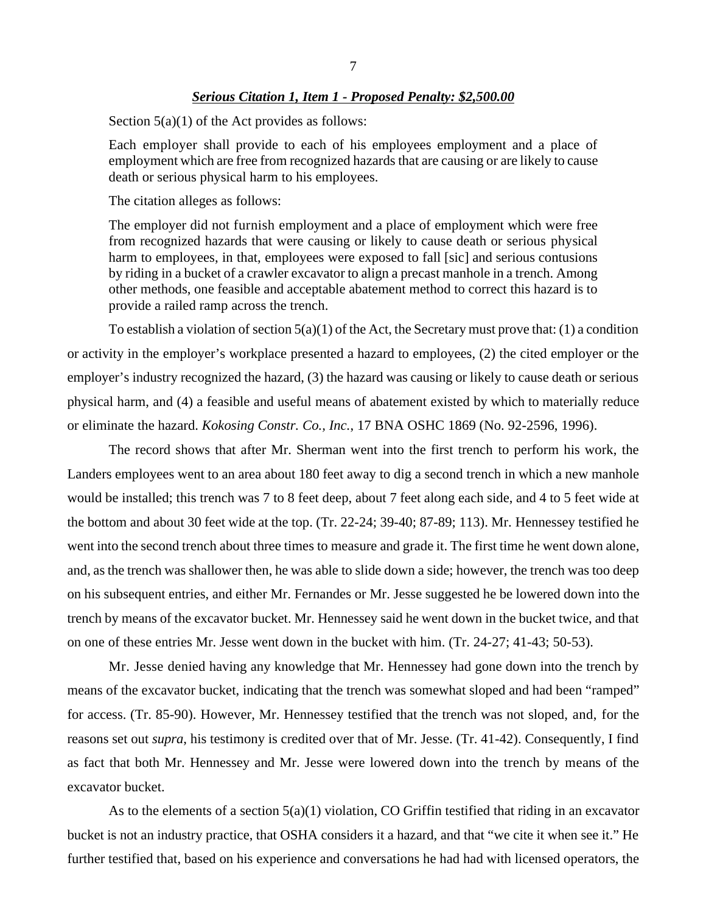***Serious Citation 1, Item 1 - Proposed Penalty: $2,500.00***

Section 5(a)(1) of the Act provides as follows:

> Each employer shall provide to each of his employees employment and a place of employment which are free from recognized hazards that are causing or are likely to cause death or serious physical harm to his employees.

The citation alleges as follows:

> The employer did not furnish employment and a place of employment which were free from recognized hazards that were causing or likely to cause death or serious physical harm to employees, in that, employees were exposed to fall [sic] and serious contusions by riding in a bucket of a crawler excavator to align a precast manhole in a trench. Among other methods, one feasible and acceptable abatement method to correct this hazard is to provide a railed ramp across the trench.

To establish a violation of section 5(a)(1) of the Act, the Secretary must prove that: (1) a condition or activity in the employer's workplace presented a hazard to employees, (2) the cited employer or the employer's industry recognized the hazard, (3) the hazard was causing or likely to cause death or serious physical harm, and (4) a feasible and useful means of abatement existed by which to materially reduce or eliminate the hazard. *Kokosing Constr. Co., Inc.*, 17 BNA OSHC 1869 (No. 92-2596, 1996).

The record shows that after Mr. Sherman went into the first trench to perform his work, the Landers employees went to an area about 180 feet away to dig a second trench in which a new manhole would be installed; this trench was 7 to 8 feet deep, about 7 feet along each side, and 4 to 5 feet wide at the bottom and about 30 feet wide at the top. (Tr. 22-24; 39-40; 87-89; 113). Mr. Hennessey testified he went into the second trench about three times to measure and grade it. The first time he went down alone, and, as the trench was shallower then, he was able to slide down a side; however, the trench was too deep on his subsequent entries, and either Mr. Fernandes or Mr. Jesse suggested he be lowered down into the trench by means of the excavator bucket. Mr. Hennessey said he went down in the bucket twice, and that on one of these entries Mr. Jesse went down in the bucket with him. (Tr. 24-27; 41-43; 50-53).

Mr. Jesse denied having any knowledge that Mr. Hennessey had gone down into the trench by means of the excavator bucket, indicating that the trench was somewhat sloped and had been "ramped" for access. (Tr. 85-90). However, Mr. Hennessey testified that the trench was not sloped, and, for the reasons set out *supra*, his testimony is credited over that of Mr. Jesse. (Tr. 41-42). Consequently, I find as fact that both Mr. Hennessey and Mr. Jesse were lowered down into the trench by means of the excavator bucket.

As to the elements of a section 5(a)(1) violation, CO Griffin testified that riding in an excavator bucket is not an industry practice, that OSHA considers it a hazard, and that "we cite it when see it." He further testified that, based on his experience and conversations he had had with licensed operators, the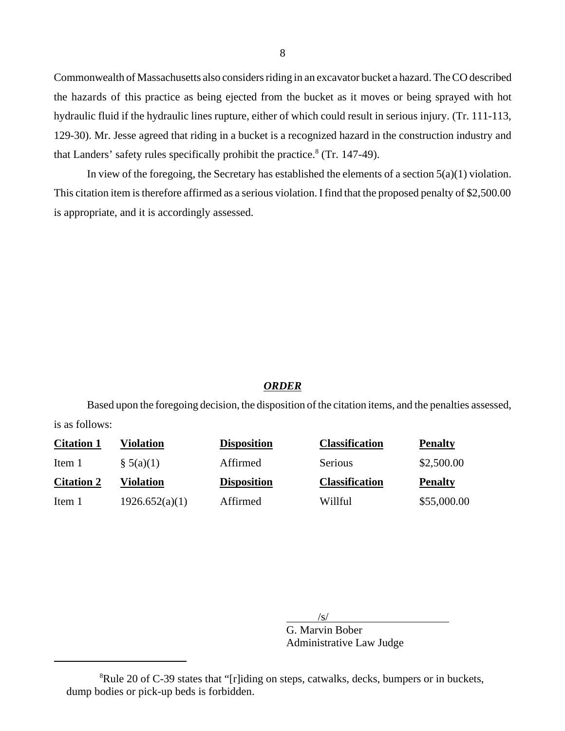Commonwealth of Massachusetts also considers riding in an excavator bucket a hazard. The CO described the hazards of this practice as being ejected from the bucket as it moves or being sprayed with hot hydraulic fluid if the hydraulic lines rupture, either of which could result in serious injury. (Tr. 111-113, 129-30). Mr. Jesse agreed that riding in a bucket is a recognized hazard in the construction industry and that Landers' safety rules specifically prohibit the practice.[8] (Tr. 147-49).

In view of the foregoing, the Secretary has established the elements of a section 5(a)(1) violation. This citation item is therefore affirmed as a serious violation. I find that the proposed penalty of $2,500.00 is appropriate, and it is accordingly assessed.

## ***ORDER***

Based upon the foregoing decision, the disposition of the citation items, and the penalties assessed, is as follows:

| **Citation 1** | **Violation** | **Disposition** | **Classification** | **Penalty** |
|---|---|---|---|---|
| Item 1 | § 5(a)(1) | Affirmed | Serious | $2,500.00 |
| **Citation 2** | **Violation** | **Disposition** | **Classification** | **Penalty** |
| Item 1 | 1926.652(a)(1) | Affirmed | Willful | $55,000.00 |

/s/
G. Marvin Bober
Administrative Law Judge

---

[8]Rule 20 of C-39 states that "[r]iding on steps, catwalks, decks, bumpers or in buckets, dump bodies or pick-up beds is forbidden.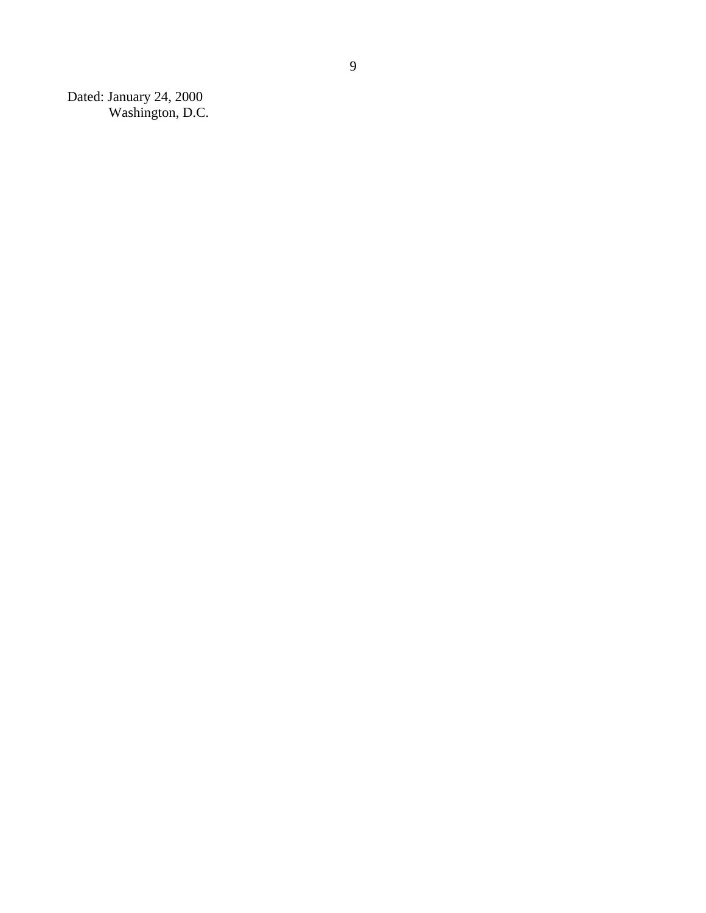Dated: January 24, 2000
Washington, D.C.